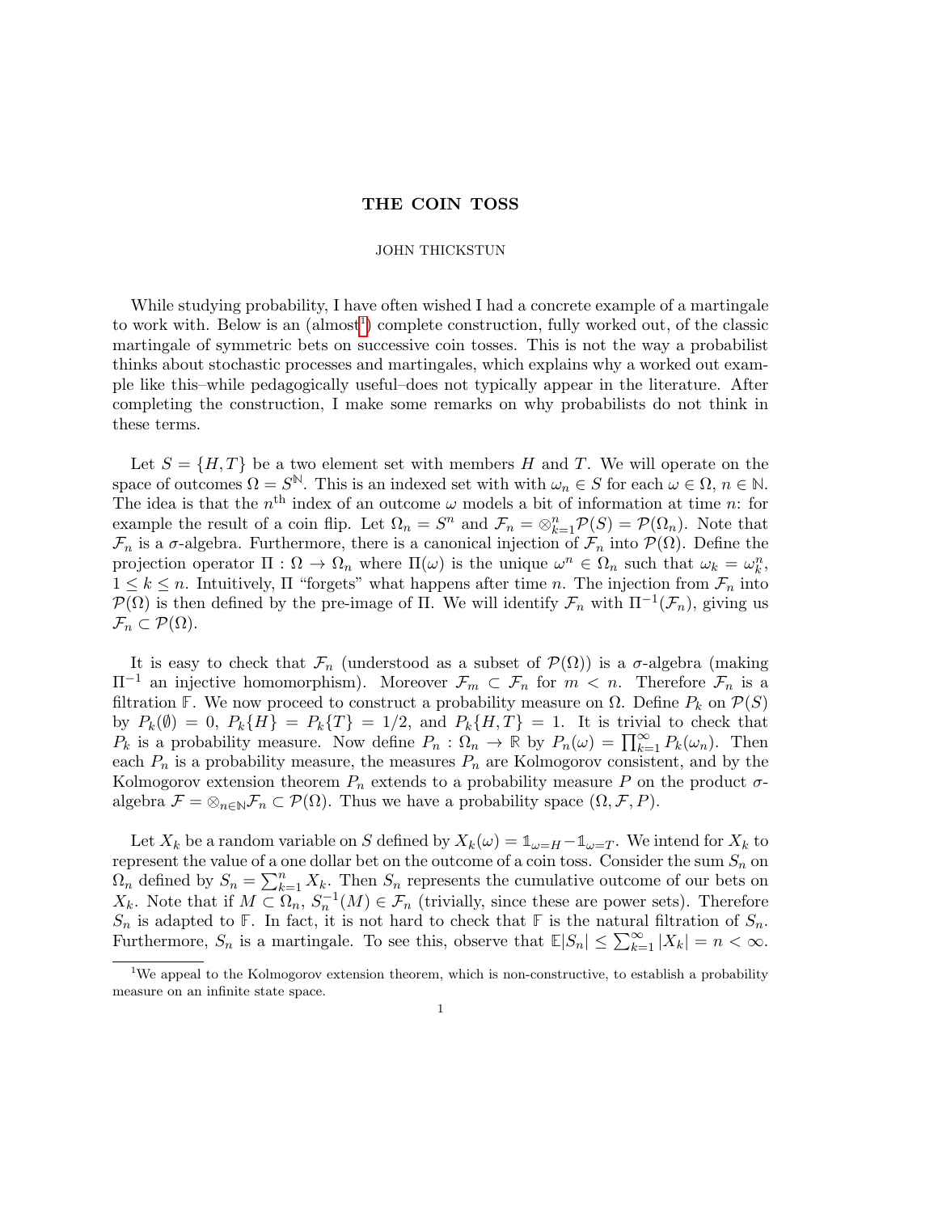# THE COIN TOSS

JOHN THICKSTUN

While studying probability, I have often wished I had a concrete example of a martingale to work with. Below is an (almost[1]) complete construction, fully worked out, of the classic martingale of symmetric bets on successive coin tosses. This is not the way a probabilist thinks about stochastic processes and martingales, which explains why a worked out example like this–while pedagogically useful–does not typically appear in the literature. After completing the construction, I make some remarks on why probabilists do not think in these terms.

Let $S = \{H, T\}$ be a two element set with members $H$ and $T$. We will operate on the space of outcomes $\Omega = S^{\mathbb{N}}$. This is an indexed set with with $\omega_n \in S$ for each $\omega \in \Omega$, $n \in \mathbb{N}$. The idea is that the $n^{\text{th}}$ index of an outcome $\omega$ models a bit of information at time $n$: for example the result of a coin flip. Let $\Omega_n = S^n$ and $\mathcal{F}_n = \otimes_{k=1}^{n} \mathcal{P}(S) = \mathcal{P}(\Omega_n)$. Note that $\mathcal{F}_n$ is a $\sigma$-algebra. Furthermore, there is a canonical injection of $\mathcal{F}_n$ into $\mathcal{P}(\Omega)$. Define the projection operator $\Pi : \Omega \to \Omega_n$ where $\Pi(\omega)$ is the unique $\omega^n \in \Omega_n$ such that $\omega_k = \omega_k^n$, $1 \leq k \leq n$. Intuitively, $\Pi$ "forgets" what happens after time $n$. The injection from $\mathcal{F}_n$ into $\mathcal{P}(\Omega)$ is then defined by the pre-image of $\Pi$. We will identify $\mathcal{F}_n$ with $\Pi^{-1}(\mathcal{F}_n)$, giving us $\mathcal{F}_n \subset \mathcal{P}(\Omega)$.

It is easy to check that $\mathcal{F}_n$ (understood as a subset of $\mathcal{P}(\Omega)$) is a $\sigma$-algebra (making $\Pi^{-1}$ an injective homomorphism). Moreover $\mathcal{F}_m \subset \mathcal{F}_n$ for $m < n$. Therefore $\mathcal{F}_n$ is a filtration $\mathbb{F}$. We now proceed to construct a probability measure on $\Omega$. Define $P_k$ on $\mathcal{P}(S)$ by $P_k(\emptyset) = 0$, $P_k\{H\} = P_k\{T\} = 1/2$, and $P_k\{H, T\} = 1$. It is trivial to check that $P_k$ is a probability measure. Now define $P_n : \Omega_n \to \mathbb{R}$ by $P_n(\omega) = \prod_{k=1}^{\infty} P_k(\omega_n)$. Then each $P_n$ is a probability measure, the measures $P_n$ are Kolmogorov consistent, and by the Kolmogorov extension theorem $P_n$ extends to a probability measure $P$ on the product $\sigma$-algebra $\mathcal{F} = \otimes_{n \in \mathbb{N}} \mathcal{F}_n \subset \mathcal{P}(\Omega)$. Thus we have a probability space $(\Omega, \mathcal{F}, P)$.

Let $X_k$ be a random variable on $S$ defined by $X_k(\omega) = \mathbb{1}_{\omega=H} - \mathbb{1}_{\omega=T}$. We intend for $X_k$ to represent the value of a one dollar bet on the outcome of a coin toss. Consider the sum $S_n$ on $\Omega_n$ defined by $S_n = \sum_{k=1}^{n} X_k$. Then $S_n$ represents the cumulative outcome of our bets on $X_k$. Note that if $M \subset \Omega_n$, $S_n^{-1}(M) \in \mathcal{F}_n$ (trivially, since these are power sets). Therefore $S_n$ is adapted to $\mathbb{F}$. In fact, it is not hard to check that $\mathbb{F}$ is the natural filtration of $S_n$. Furthermore, $S_n$ is a martingale. To see this, observe that $\mathbb{E}|S_n| \leq \sum_{k=1}^{\infty} |X_k| = n < \infty$.

[1] We appeal to the Kolmogorov extension theorem, which is non-constructive, to establish a probability measure on an infinite state space.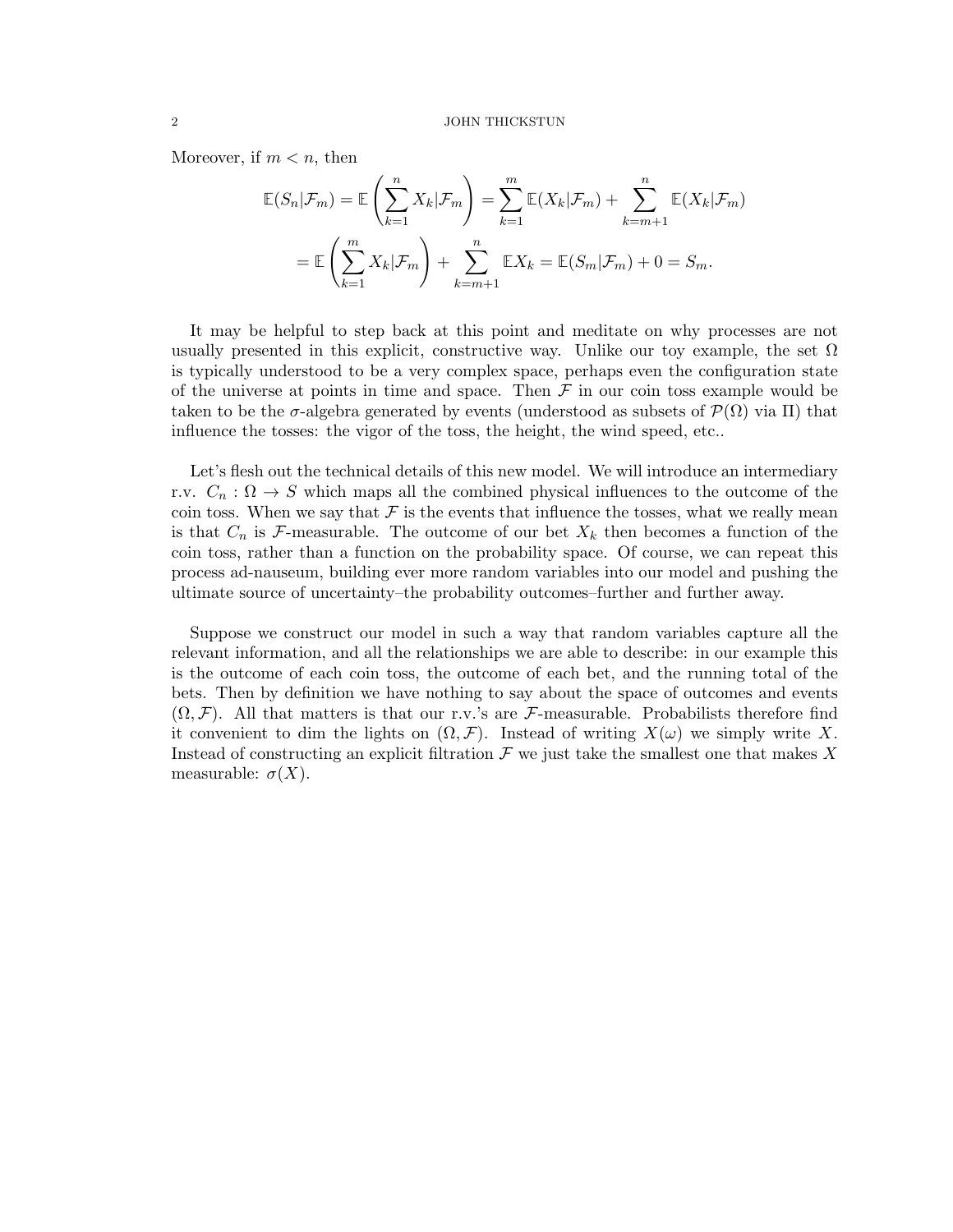Moreover, if $m < n$, then

$$\mathbb{E}(S_n|\mathcal{F}_m) = \mathbb{E}\left(\sum_{k=1}^{n} X_k|\mathcal{F}_m\right) = \sum_{k=1}^{m} \mathbb{E}(X_k|\mathcal{F}_m) + \sum_{k=m+1}^{n} \mathbb{E}(X_k|\mathcal{F}_m)$$

$$= \mathbb{E}\left(\sum_{k=1}^{m} X_k|\mathcal{F}_m\right) + \sum_{k=m+1}^{n} \mathbb{E}X_k = \mathbb{E}(S_m|\mathcal{F}_m) + 0 = S_m.$$

It may be helpful to step back at this point and meditate on why processes are not usually presented in this explicit, constructive way. Unlike our toy example, the set $\Omega$ is typically understood to be a very complex space, perhaps even the configuration state of the universe at points in time and space. Then $\mathcal{F}$ in our coin toss example would be taken to be the $\sigma$-algebra generated by events (understood as subsets of $\mathcal{P}(\Omega)$ via $\Pi$) that influence the tosses: the vigor of the toss, the height, the wind speed, etc..

Let's flesh out the technical details of this new model. We will introduce an intermediary r.v. $C_n : \Omega \to S$ which maps all the combined physical influences to the outcome of the coin toss. When we say that $\mathcal{F}$ is the events that influence the tosses, what we really mean is that $C_n$ is $\mathcal{F}$-measurable. The outcome of our bet $X_k$ then becomes a function of the coin toss, rather than a function on the probability space. Of course, we can repeat this process ad-nauseum, building ever more random variables into our model and pushing the ultimate source of uncertainty–the probability outcomes–further and further away.

Suppose we construct our model in such a way that random variables capture all the relevant information, and all the relationships we are able to describe: in our example this is the outcome of each coin toss, the outcome of each bet, and the running total of the bets. Then by definition we have nothing to say about the space of outcomes and events $(\Omega, \mathcal{F})$. All that matters is that our r.v.'s are $\mathcal{F}$-measurable. Probabilists therefore find it convenient to dim the lights on $(\Omega, \mathcal{F})$. Instead of writing $X(\omega)$ we simply write $X$. Instead of constructing an explicit filtration $\mathcal{F}$ we just take the smallest one that makes $X$ measurable: $\sigma(X)$.